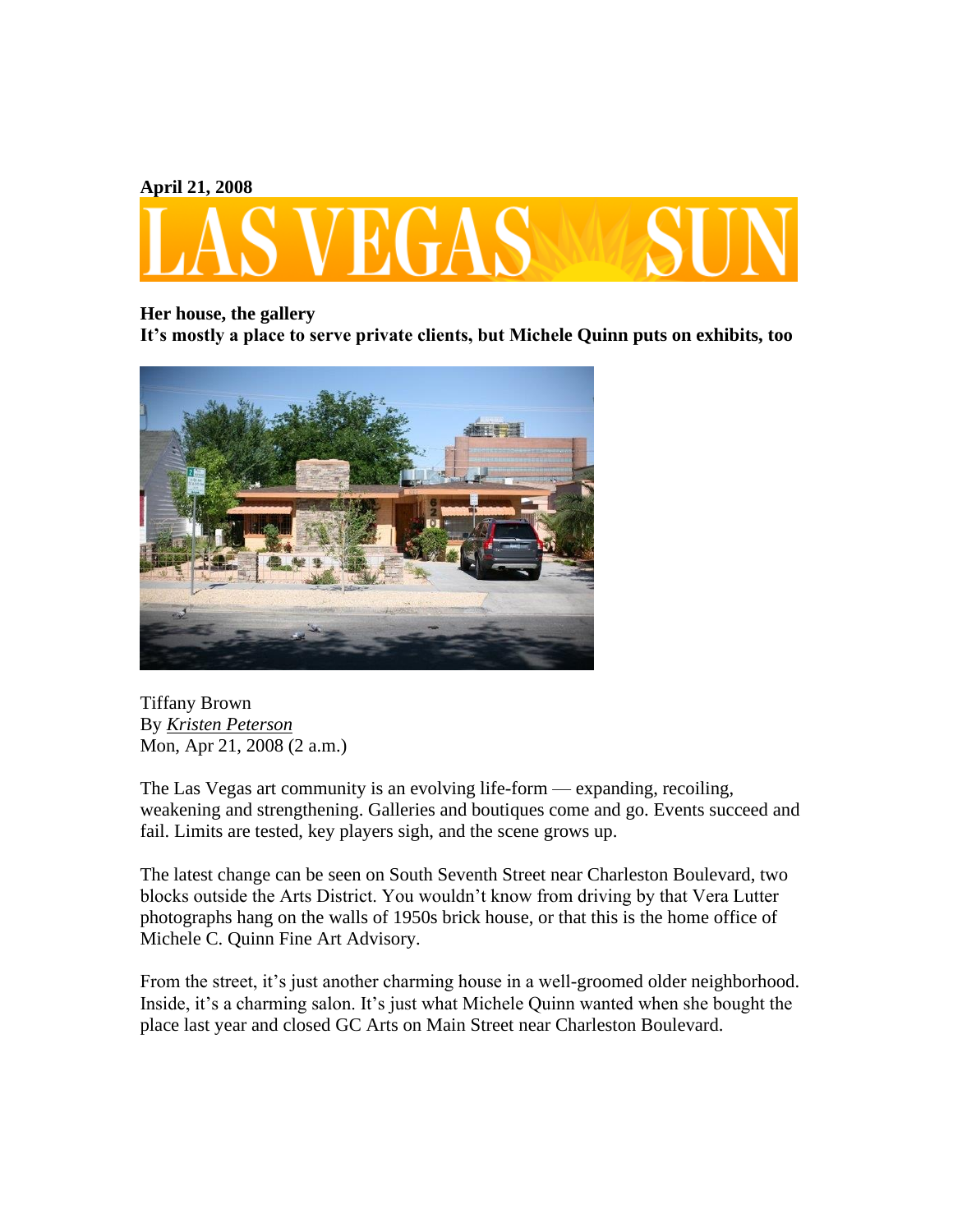**April 21, 2008**

LAS VEGAS SUN

**Her house, the gallery**
**It's mostly a place to serve private clients, but Michele Quinn puts on exhibits, too**

Tiffany Brown
By *Kristen Peterson*
Mon, Apr 21, 2008 (2 a.m.)

The Las Vegas art community is an evolving life-form — expanding, recoiling, weakening and strengthening. Galleries and boutiques come and go. Events succeed and fail. Limits are tested, key players sigh, and the scene grows up.

The latest change can be seen on South Seventh Street near Charleston Boulevard, two blocks outside the Arts District. You wouldn't know from driving by that Vera Lutter photographs hang on the walls of 1950s brick house, or that this is the home office of Michele C. Quinn Fine Art Advisory.

From the street, it's just another charming house in a well-groomed older neighborhood. Inside, it's a charming salon. It's just what Michele Quinn wanted when she bought the place last year and closed GC Arts on Main Street near Charleston Boulevard.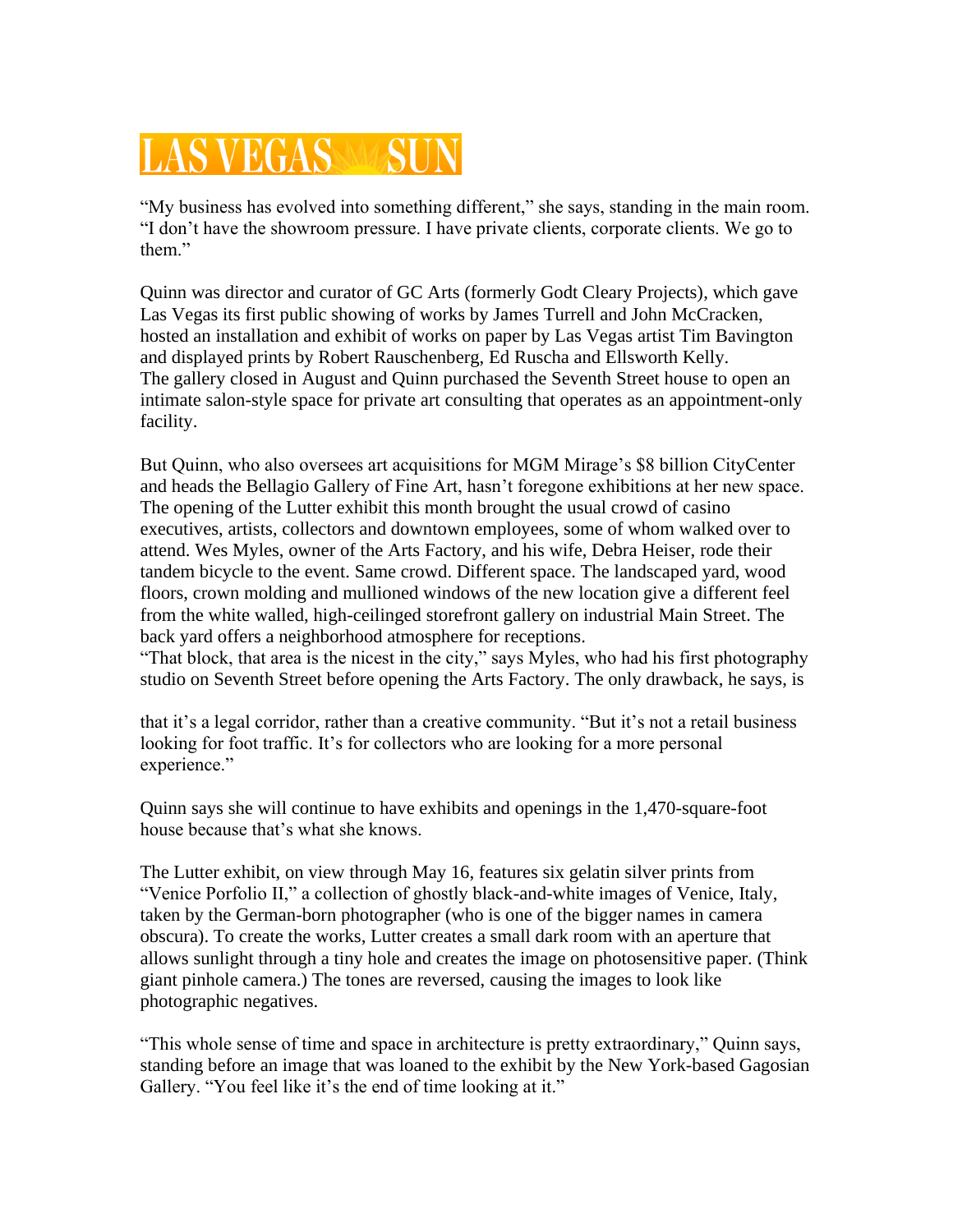“My business has evolved into something different,” she says, standing in the main room. “I don’t have the showroom pressure. I have private clients, corporate clients. We go to them.”

Quinn was director and curator of GC Arts (formerly Godt Cleary Projects), which gave Las Vegas its first public showing of works by James Turrell and John McCracken, hosted an installation and exhibit of works on paper by Las Vegas artist Tim Bavington and displayed prints by Robert Rauschenberg, Ed Ruscha and Ellsworth Kelly. The gallery closed in August and Quinn purchased the Seventh Street house to open an intimate salon-style space for private art consulting that operates as an appointment-only facility.

But Quinn, who also oversees art acquisitions for MGM Mirage’s $8 billion CityCenter and heads the Bellagio Gallery of Fine Art, hasn’t foregone exhibitions at her new space. The opening of the Lutter exhibit this month brought the usual crowd of casino executives, artists, collectors and downtown employees, some of whom walked over to attend. Wes Myles, owner of the Arts Factory, and his wife, Debra Heiser, rode their tandem bicycle to the event. Same crowd. Different space. The landscaped yard, wood floors, crown molding and mullioned windows of the new location give a different feel from the white walled, high-ceilinged storefront gallery on industrial Main Street. The back yard offers a neighborhood atmosphere for receptions.

“That block, that area is the nicest in the city,” says Myles, who had his first photography studio on Seventh Street before opening the Arts Factory. The only drawback, he says, is that it’s a legal corridor, rather than a creative community. “But it’s not a retail business looking for foot traffic. It’s for collectors who are looking for a more personal experience.”

Quinn says she will continue to have exhibits and openings in the 1,470-square-foot house because that’s what she knows.

The Lutter exhibit, on view through May 16, features six gelatin silver prints from “Venice Porfolio II,” a collection of ghostly black-and-white images of Venice, Italy, taken by the German-born photographer (who is one of the bigger names in camera obscura). To create the works, Lutter creates a small dark room with an aperture that allows sunlight through a tiny hole and creates the image on photosensitive paper. (Think giant pinhole camera.) The tones are reversed, causing the images to look like photographic negatives.

“This whole sense of time and space in architecture is pretty extraordinary,” Quinn says, standing before an image that was loaned to the exhibit by the New York-based Gagosian Gallery. “You feel like it’s the end of time looking at it.”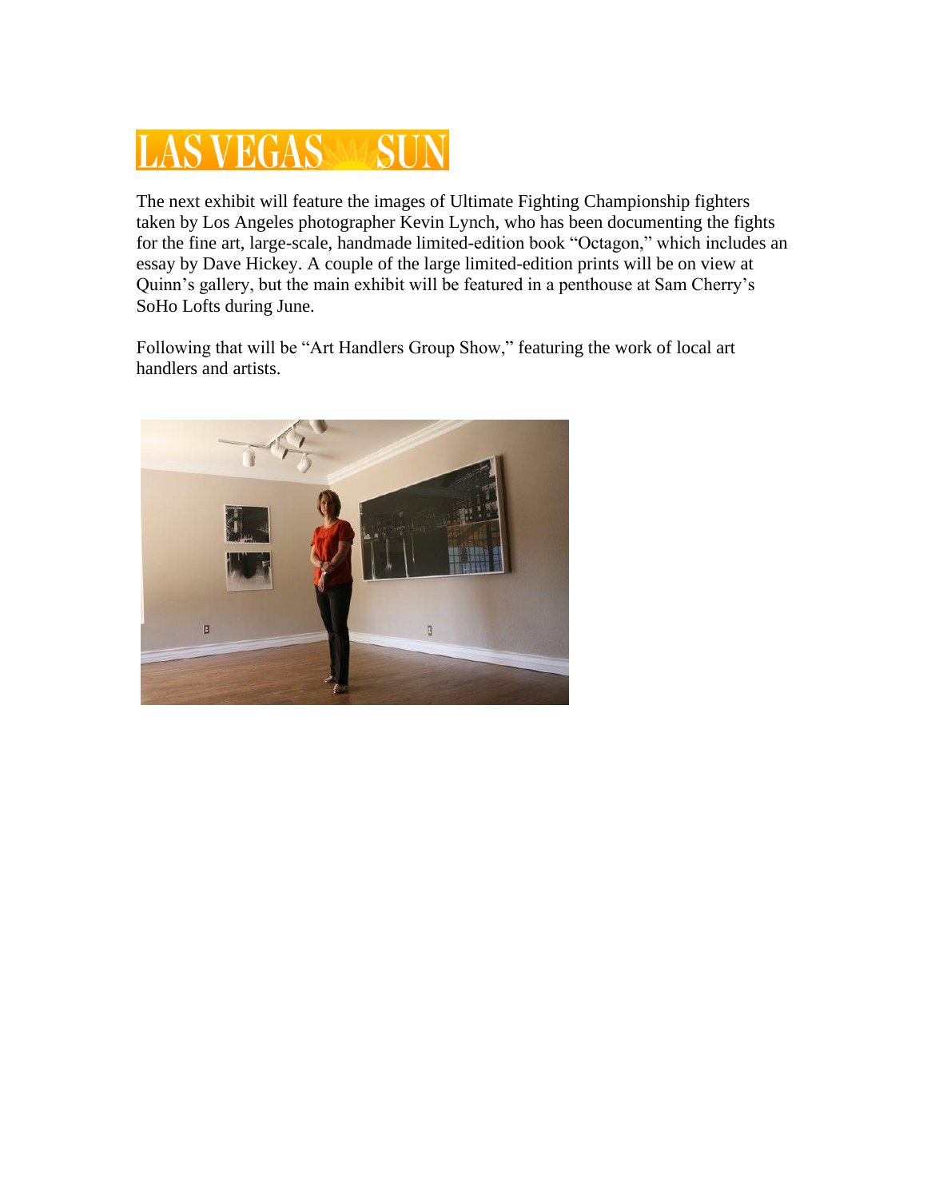The next exhibit will feature the images of Ultimate Fighting Championship fighters taken by Los Angeles photographer Kevin Lynch, who has been documenting the fights for the fine art, large-scale, handmade limited-edition book "Octagon," which includes an essay by Dave Hickey. A couple of the large limited-edition prints will be on view at Quinn's gallery, but the main exhibit will be featured in a penthouse at Sam Cherry's SoHo Lofts during June.

Following that will be "Art Handlers Group Show," featuring the work of local art handlers and artists.